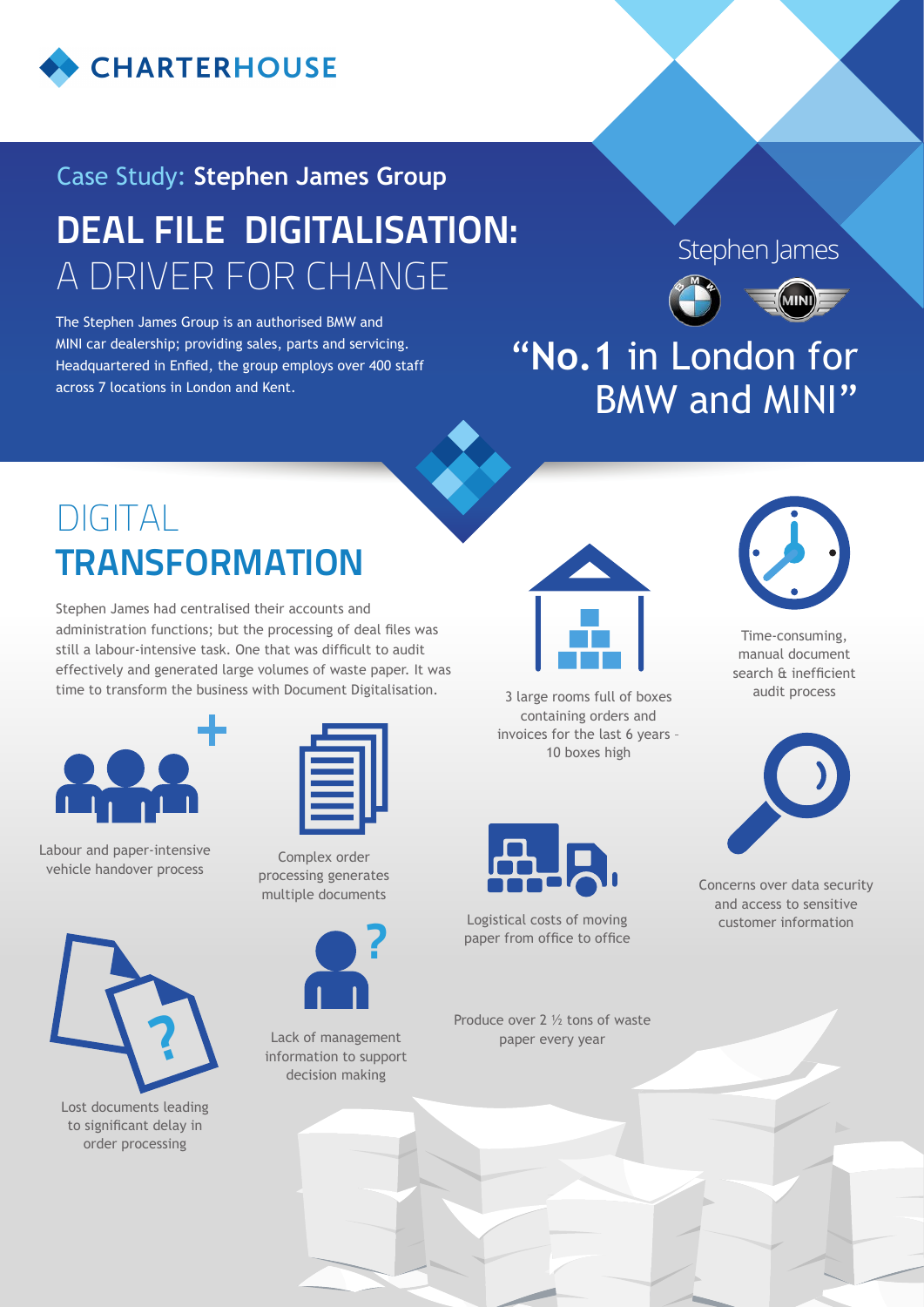CHARTERHOUSE

Case Study: **Stephen James Group**

# DEAL FILE DIGITALISATION: A DRIVER FOR CHANGE

The Stephen James Group is an authorised BMW and MINI car dealership; providing sales, parts and servicing. Headquartered in Enfied, the group employs over 400 staff across 7 locations in London and Kent.

Stephen James

## "No.1 in London for BMW and MINI"

## DIGITAL **TRANSFORMATION**

Stephen James had centralised their accounts and administration functions; but the processing of deal files was still a labour-intensive task. One that was difficult to audit effectively and generated large volumes of waste paper. It was time to transform the business with Document Digitalisation.

Labour and paper-intensive vehicle handover process

Complex order processing generates multiple documents

Lost documents leading to significant delay in order processing

Lack of management information to support decision making

3 large rooms full of boxes containing orders and invoices for the last 6 years - 10 boxes high

Time-consuming, manual document search & inefficient audit process

Logistical costs of moving paper from office to office

Concerns over data security and access to sensitive customer information

Produce over 2 ½ tons of waste paper every year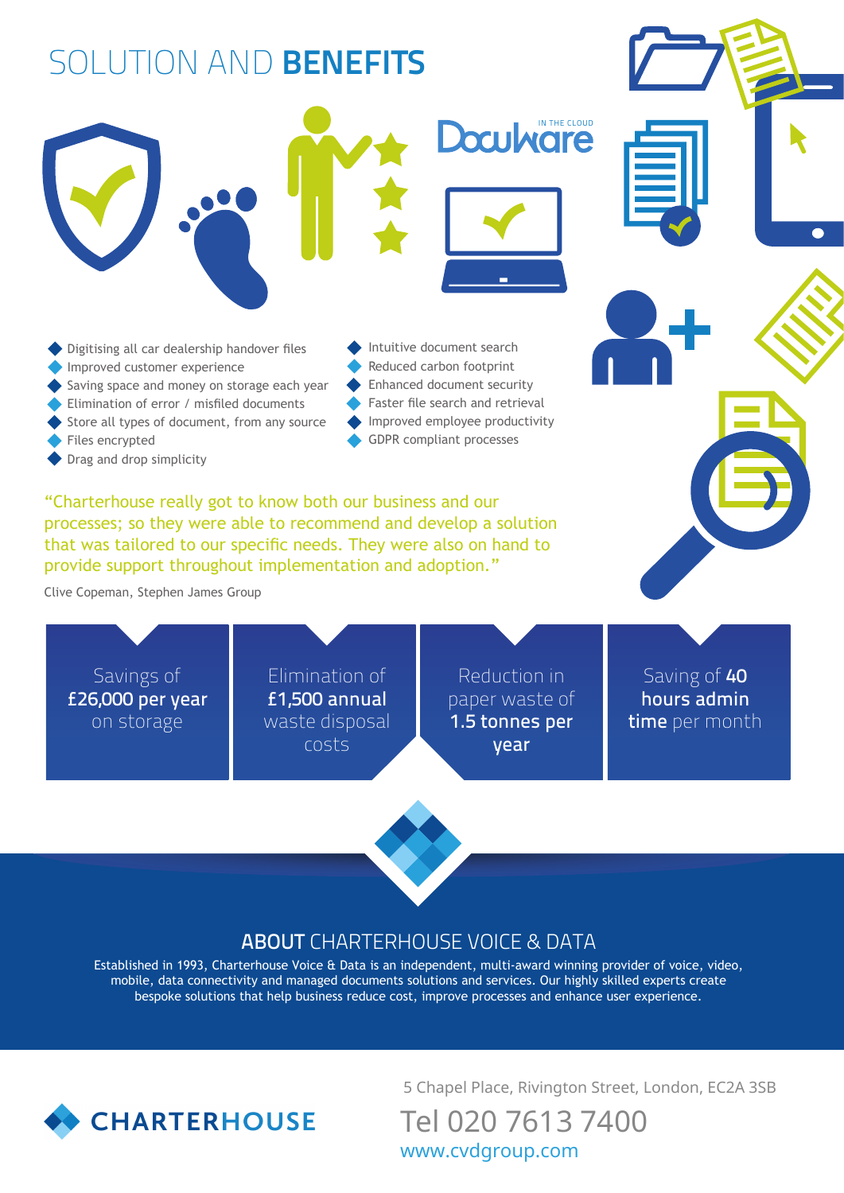# SOLUTION AND **BENEFITS**

DocuWare IN THE CLOUD

- Digitising all car dealership handover files
- Improved customer experience
- Saving space and money on storage each year
- Elimination of error / misfiled documents
- Store all types of document, from any source
- Files encrypted
- Drag and drop simplicity
- Intuitive document search
- Reduced carbon footprint
- Enhanced document security
- Faster file search and retrieval
- Improved employee productivity
- GDPR compliant processes

"Charterhouse really got to know both our business and our processes; so they were able to recommend and develop a solution that was tailored to our specific needs. They were also on hand to provide support throughout implementation and adoption."

Clive Copeman, Stephen James Group

Savings of **£26,000 per year** on storage

Elimination of **£1,500 annual** waste disposal costs

Reduction in paper waste of **1.5 tonnes per year**

Saving of **40 hours admin time** per month

## **ABOUT** CHARTERHOUSE VOICE & DATA

Established in 1993, Charterhouse Voice & Data is an independent, multi-award winning provider of voice, video, mobile, data connectivity and managed documents solutions and services. Our highly skilled experts create bespoke solutions that help business reduce cost, improve processes and enhance user experience.

**CHARTERHOUSE**

5 Chapel Place, Rivington Street, London, EC2A 3SB

Tel 020 7613 7400

www.cvdgroup.com